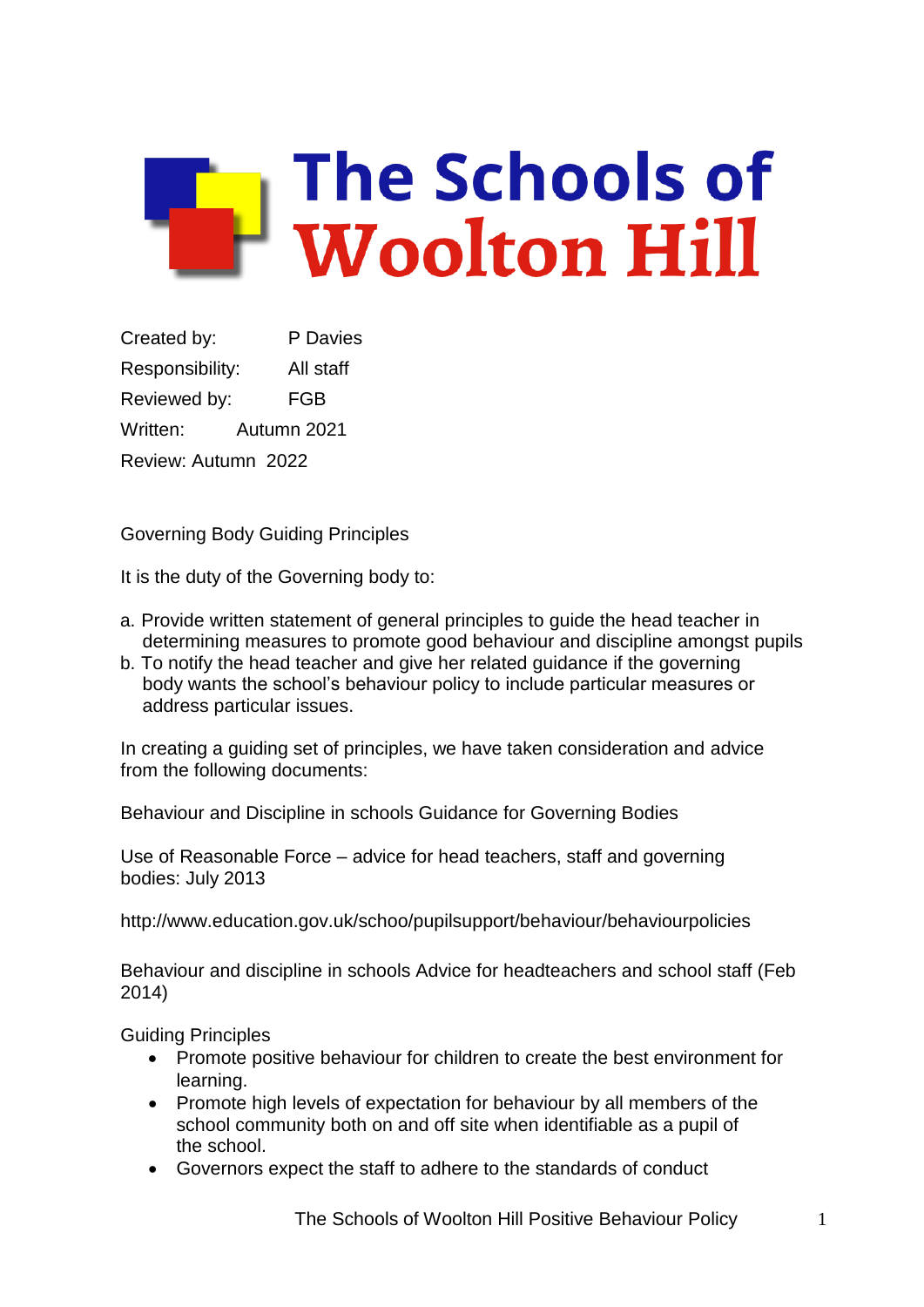# The Schools of Woolton Hill

Created by: P Davies

Responsibility: All staff

Reviewed by: FGB

Written: Autumn 2021

Review: Autumn 2022

Governing Body Guiding Principles

It is the duty of the Governing body to:

a. Provide written statement of general principles to guide the head teacher in determining measures to promote good behaviour and discipline amongst pupils
b. To notify the head teacher and give her related guidance if the governing body wants the school's behaviour policy to include particular measures or address particular issues.

In creating a guiding set of principles, we have taken consideration and advice from the following documents:

Behaviour and Discipline in schools Guidance for Governing Bodies

Use of Reasonable Force – advice for head teachers, staff and governing bodies: July 2013

http://www.education.gov.uk/schoo/pupilsupport/behaviour/behaviourpolicies

Behaviour and discipline in schools Advice for headteachers and school staff (Feb 2014)

Guiding Principles

- Promote positive behaviour for children to create the best environment for learning.
- Promote high levels of expectation for behaviour by all members of the school community both on and off site when identifiable as a pupil of the school.
- Governors expect the staff to adhere to the standards of conduct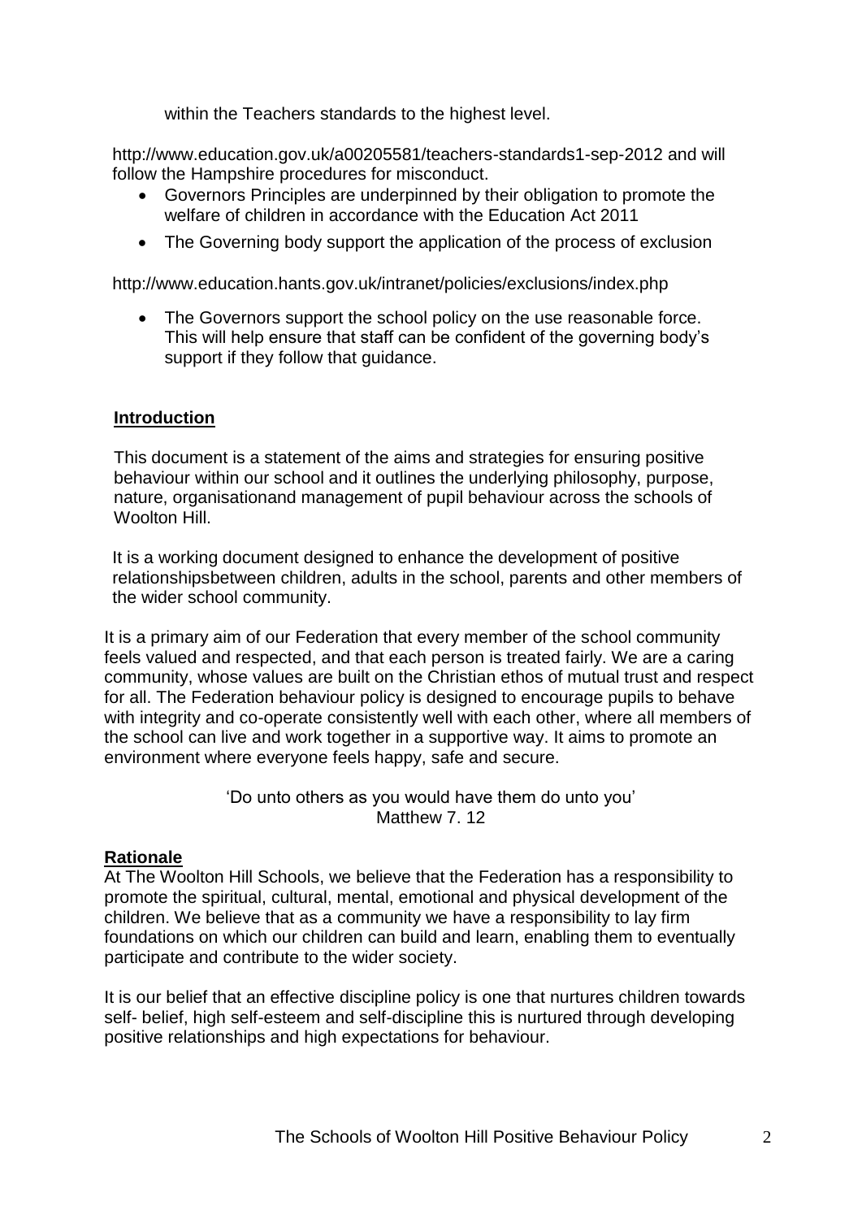within the Teachers standards to the highest level.

http://www.education.gov.uk/a00205581/teachers-standards1-sep-2012 and will follow the Hampshire procedures for misconduct.

- Governors Principles are underpinned by their obligation to promote the welfare of children in accordance with the Education Act 2011
- The Governing body support the application of the process of exclusion

http://www.education.hants.gov.uk/intranet/policies/exclusions/index.php

- The Governors support the school policy on the use reasonable force. This will help ensure that staff can be confident of the governing body's support if they follow that guidance.

## Introduction

This document is a statement of the aims and strategies for ensuring positive behaviour within our school and it outlines the underlying philosophy, purpose, nature, organisationand management of pupil behaviour across the schools of Woolton Hill.

It is a working document designed to enhance the development of positive relationshipsbetween children, adults in the school, parents and other members of the wider school community.

It is a primary aim of our Federation that every member of the school community feels valued and respected, and that each person is treated fairly. We are a caring community, whose values are built on the Christian ethos of mutual trust and respect for all. The Federation behaviour policy is designed to encourage pupils to behave with integrity and co-operate consistently well with each other, where all members of the school can live and work together in a supportive way. It aims to promote an environment where everyone feels happy, safe and secure.

'Do unto others as you would have them do unto you'
Matthew 7. 12

## Rationale

At The Woolton Hill Schools, we believe that the Federation has a responsibility to promote the spiritual, cultural, mental, emotional and physical development of the children. We believe that as a community we have a responsibility to lay firm foundations on which our children can build and learn, enabling them to eventually participate and contribute to the wider society.

It is our belief that an effective discipline policy is one that nurtures children towards self- belief, high self-esteem and self-discipline this is nurtured through developing positive relationships and high expectations for behaviour.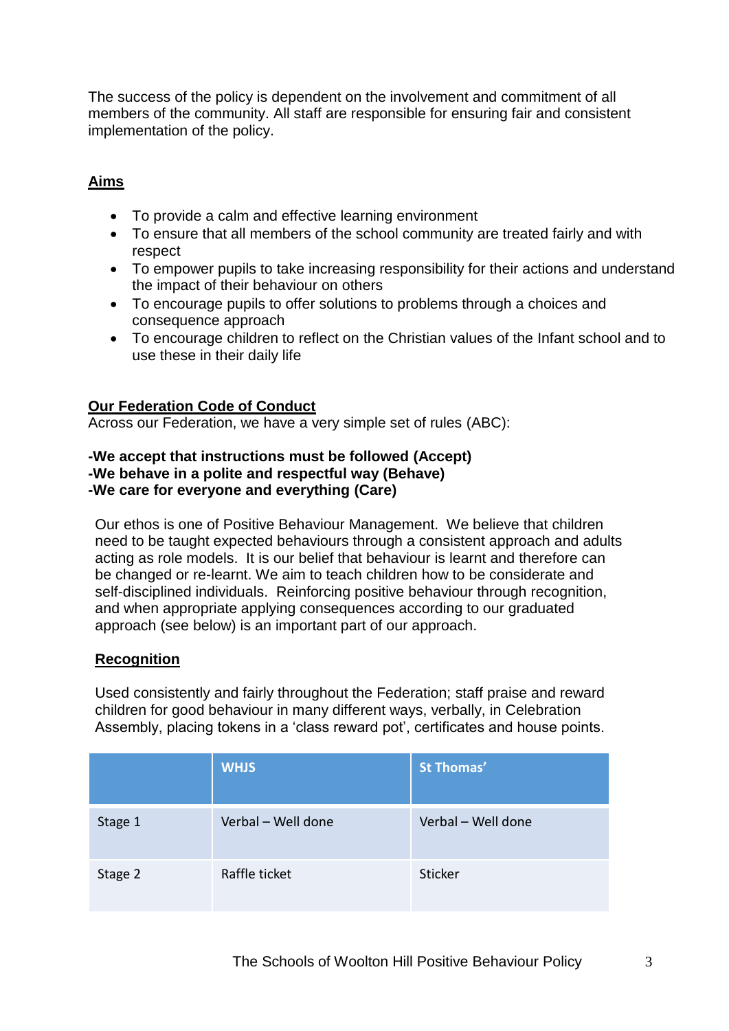The success of the policy is dependent on the involvement and commitment of all members of the community. All staff are responsible for ensuring fair and consistent implementation of the policy.

## Aims

- To provide a calm and effective learning environment
- To ensure that all members of the school community are treated fairly and with respect
- To empower pupils to take increasing responsibility for their actions and understand the impact of their behaviour on others
- To encourage pupils to offer solutions to problems through a choices and consequence approach
- To encourage children to reflect on the Christian values of the Infant school and to use these in their daily life

## Our Federation Code of Conduct

Across our Federation, we have a very simple set of rules (ABC):

**-We accept that instructions must be followed (Accept)**
**-We behave in a polite and respectful way (Behave)**
**-We care for everyone and everything (Care)**

Our ethos is one of Positive Behaviour Management. We believe that children need to be taught expected behaviours through a consistent approach and adults acting as role models. It is our belief that behaviour is learnt and therefore can be changed or re-learnt. We aim to teach children how to be considerate and self-disciplined individuals. Reinforcing positive behaviour through recognition, and when appropriate applying consequences according to our graduated approach (see below) is an important part of our approach.

## Recognition

Used consistently and fairly throughout the Federation; staff praise and reward children for good behaviour in many different ways, verbally, in Celebration Assembly, placing tokens in a 'class reward pot', certificates and house points.

| | WHJS | St Thomas' |
|---|---|---|
| Stage 1 | Verbal – Well done | Verbal – Well done |
| Stage 2 | Raffle ticket | Sticker |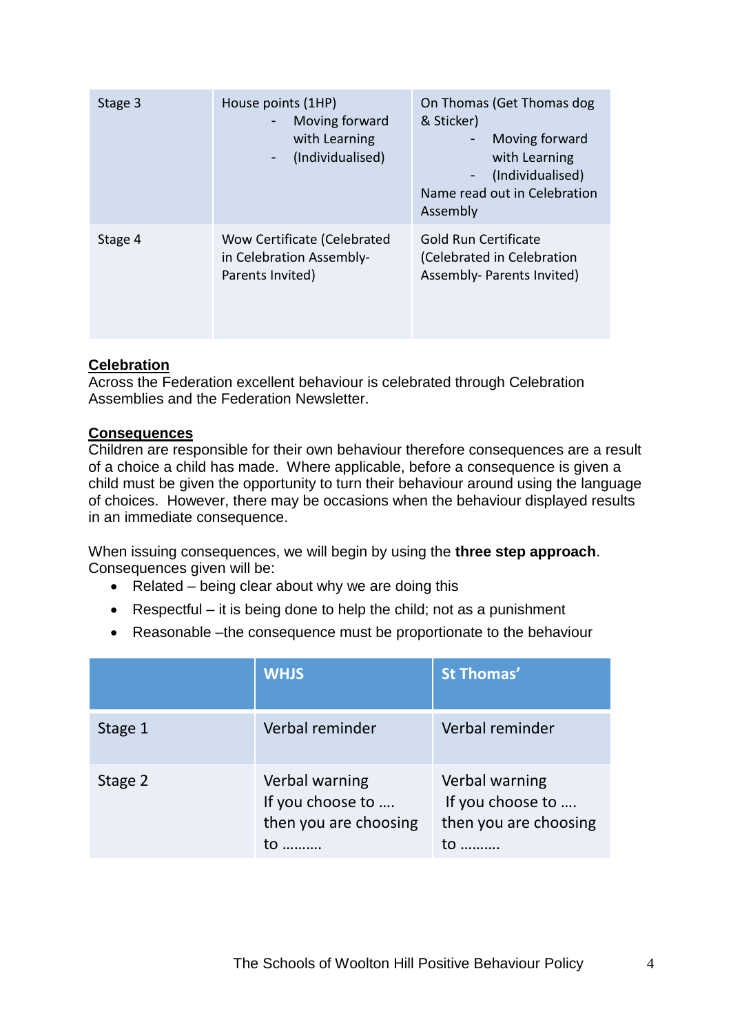| | | |
|---|---|---|
| Stage 3 | House points (1HP)<br>- Moving forward with Learning<br>- (Individualised) | On Thomas (Get Thomas dog & Sticker)<br>- Moving forward with Learning<br>- (Individualised)<br>Name read out in Celebration Assembly |
| Stage 4 | Wow Certificate (Celebrated in Celebration Assembly- Parents Invited) | Gold Run Certificate (Celebrated in Celebration Assembly- Parents Invited) |

**Celebration**

Across the Federation excellent behaviour is celebrated through Celebration Assemblies and the Federation Newsletter.

**Consequences**

Children are responsible for their own behaviour therefore consequences are a result of a choice a child has made. Where applicable, before a consequence is given a child must be given the opportunity to turn their behaviour around using the language of choices. However, there may be occasions when the behaviour displayed results in an immediate consequence.

When issuing consequences, we will begin by using the **three step approach**. Consequences given will be:

- Related – being clear about why we are doing this
- Respectful – it is being done to help the child; not as a punishment
- Reasonable –the consequence must be proportionate to the behaviour

| | WHJS | St Thomas' |
|---|---|---|
| Stage 1 | Verbal reminder | Verbal reminder |
| Stage 2 | Verbal warning<br>If you choose to ….<br>then you are choosing to ………. | Verbal warning<br>If you choose to ….<br>then you are choosing to ………. |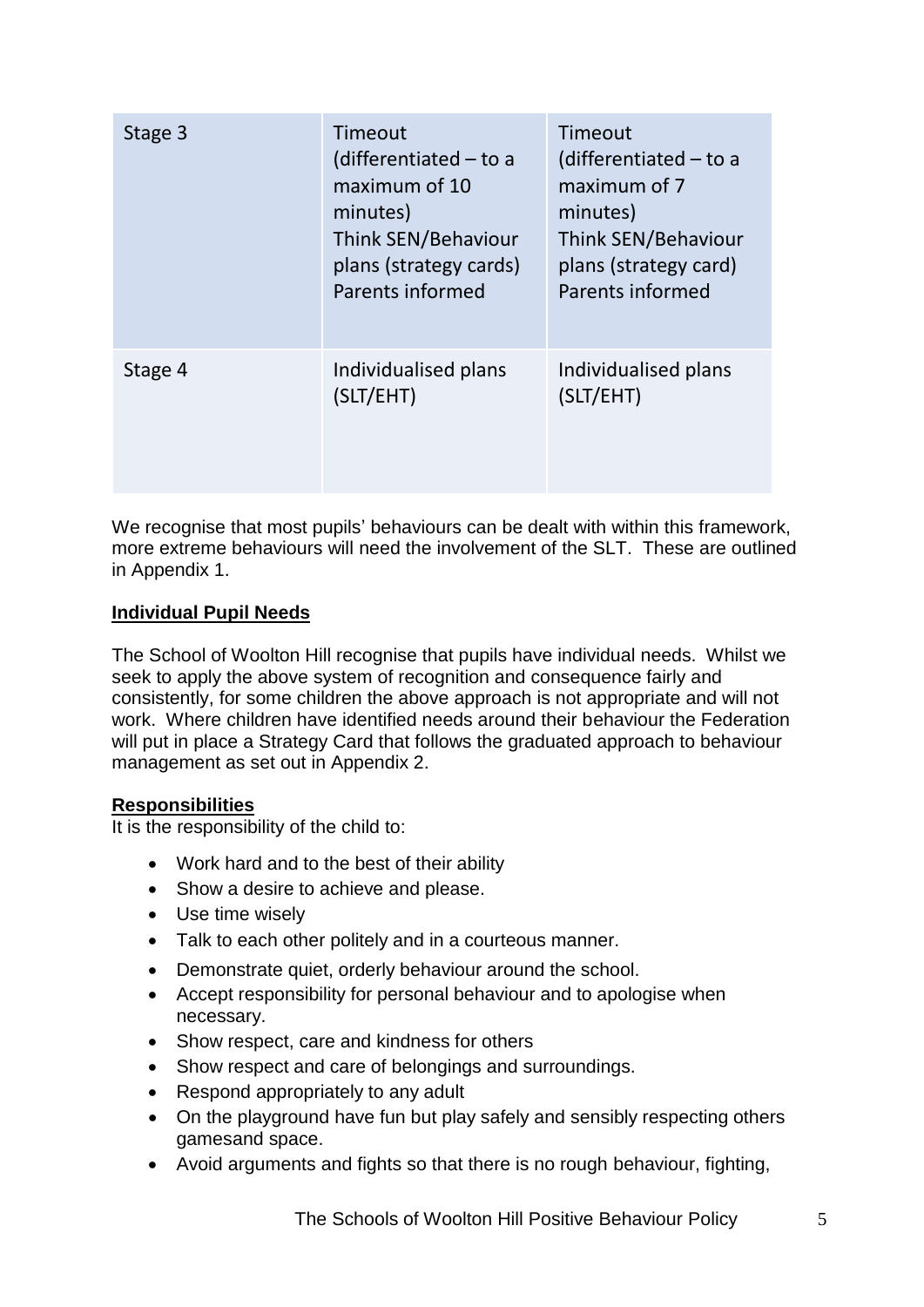| Stage 3 | Timeout (differentiated – to a maximum of 10 minutes)<br>Think SEN/Behaviour plans (strategy cards)<br>Parents informed | Timeout (differentiated – to a maximum of 7 minutes)<br>Think SEN/Behaviour plans (strategy card)<br>Parents informed |
|---|---|---|
| Stage 4 | Individualised plans (SLT/EHT) | Individualised plans (SLT/EHT) |

We recognise that most pupils' behaviours can be dealt with within this framework, more extreme behaviours will need the involvement of the SLT. These are outlined in Appendix 1.

**Individual Pupil Needs**

The School of Woolton Hill recognise that pupils have individual needs. Whilst we seek to apply the above system of recognition and consequence fairly and consistently, for some children the above approach is not appropriate and will not work. Where children have identified needs around their behaviour the Federation will put in place a Strategy Card that follows the graduated approach to behaviour management as set out in Appendix 2.

**Responsibilities**

It is the responsibility of the child to:

- Work hard and to the best of their ability
- Show a desire to achieve and please.
- Use time wisely
- Talk to each other politely and in a courteous manner.
- Demonstrate quiet, orderly behaviour around the school.
- Accept responsibility for personal behaviour and to apologise when necessary.
- Show respect, care and kindness for others
- Show respect and care of belongings and surroundings.
- Respond appropriately to any adult
- On the playground have fun but play safely and sensibly respecting others gamesand space.
- Avoid arguments and fights so that there is no rough behaviour, fighting,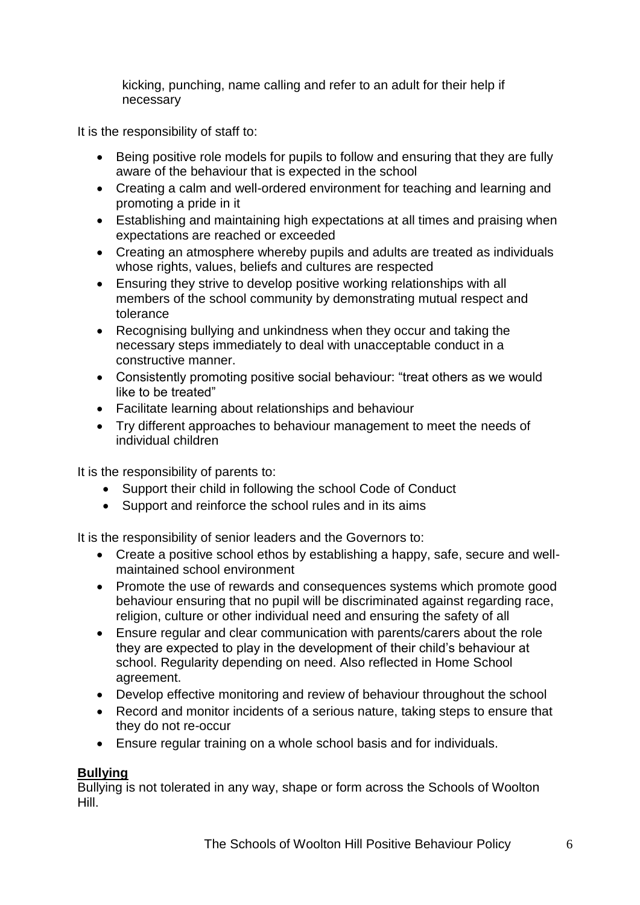kicking, punching, name calling and refer to an adult for their help if necessary

It is the responsibility of staff to:

- Being positive role models for pupils to follow and ensuring that they are fully aware of the behaviour that is expected in the school
- Creating a calm and well-ordered environment for teaching and learning and promoting a pride in it
- Establishing and maintaining high expectations at all times and praising when expectations are reached or exceeded
- Creating an atmosphere whereby pupils and adults are treated as individuals whose rights, values, beliefs and cultures are respected
- Ensuring they strive to develop positive working relationships with all members of the school community by demonstrating mutual respect and tolerance
- Recognising bullying and unkindness when they occur and taking the necessary steps immediately to deal with unacceptable conduct in a constructive manner.
- Consistently promoting positive social behaviour: "treat others as we would like to be treated"
- Facilitate learning about relationships and behaviour
- Try different approaches to behaviour management to meet the needs of individual children

It is the responsibility of parents to:

- Support their child in following the school Code of Conduct
- Support and reinforce the school rules and in its aims

It is the responsibility of senior leaders and the Governors to:

- Create a positive school ethos by establishing a happy, safe, secure and well-maintained school environment
- Promote the use of rewards and consequences systems which promote good behaviour ensuring that no pupil will be discriminated against regarding race, religion, culture or other individual need and ensuring the safety of all
- Ensure regular and clear communication with parents/carers about the role they are expected to play in the development of their child's behaviour at school. Regularity depending on need. Also reflected in Home School agreement.
- Develop effective monitoring and review of behaviour throughout the school
- Record and monitor incidents of a serious nature, taking steps to ensure that they do not re-occur
- Ensure regular training on a whole school basis and for individuals.

## **Bullying**

Bullying is not tolerated in any way, shape or form across the Schools of Woolton Hill.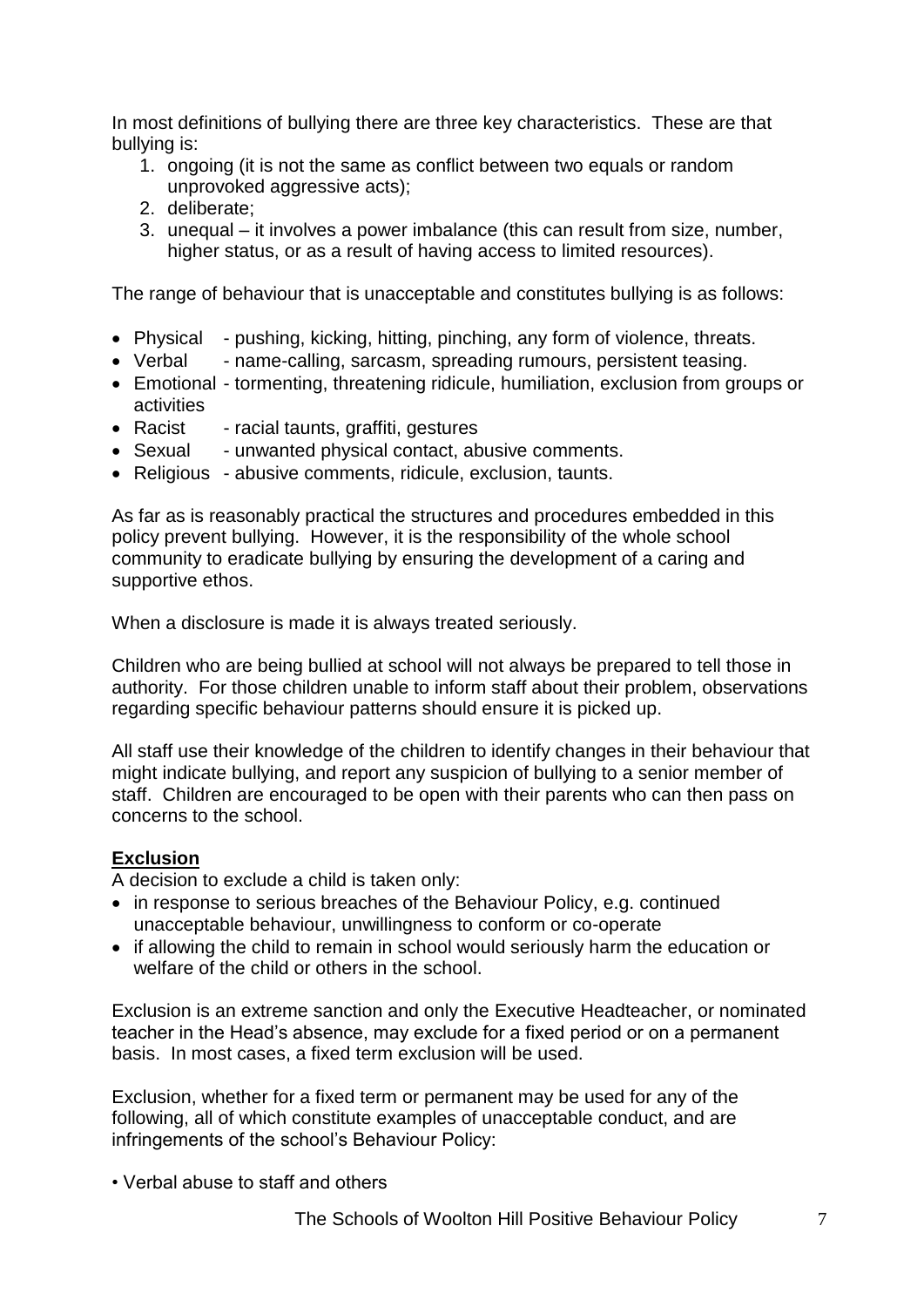In most definitions of bullying there are three key characteristics. These are that bullying is:

1. ongoing (it is not the same as conflict between two equals or random unprovoked aggressive acts);
2. deliberate;
3. unequal – it involves a power imbalance (this can result from size, number, higher status, or as a result of having access to limited resources).

The range of behaviour that is unacceptable and constitutes bullying is as follows:

- Physical - pushing, kicking, hitting, pinching, any form of violence, threats.
- Verbal - name-calling, sarcasm, spreading rumours, persistent teasing.
- Emotional - tormenting, threatening ridicule, humiliation, exclusion from groups or activities
- Racist - racial taunts, graffiti, gestures
- Sexual - unwanted physical contact, abusive comments.
- Religious - abusive comments, ridicule, exclusion, taunts.

As far as is reasonably practical the structures and procedures embedded in this policy prevent bullying. However, it is the responsibility of the whole school community to eradicate bullying by ensuring the development of a caring and supportive ethos.

When a disclosure is made it is always treated seriously.

Children who are being bullied at school will not always be prepared to tell those in authority. For those children unable to inform staff about their problem, observations regarding specific behaviour patterns should ensure it is picked up.

All staff use their knowledge of the children to identify changes in their behaviour that might indicate bullying, and report any suspicion of bullying to a senior member of staff. Children are encouraged to be open with their parents who can then pass on concerns to the school.

**Exclusion**

A decision to exclude a child is taken only:

- in response to serious breaches of the Behaviour Policy, e.g. continued unacceptable behaviour, unwillingness to conform or co-operate
- if allowing the child to remain in school would seriously harm the education or welfare of the child or others in the school.

Exclusion is an extreme sanction and only the Executive Headteacher, or nominated teacher in the Head's absence, may exclude for a fixed period or on a permanent basis. In most cases, a fixed term exclusion will be used.

Exclusion, whether for a fixed term or permanent may be used for any of the following, all of which constitute examples of unacceptable conduct, and are infringements of the school's Behaviour Policy:

- Verbal abuse to staff and others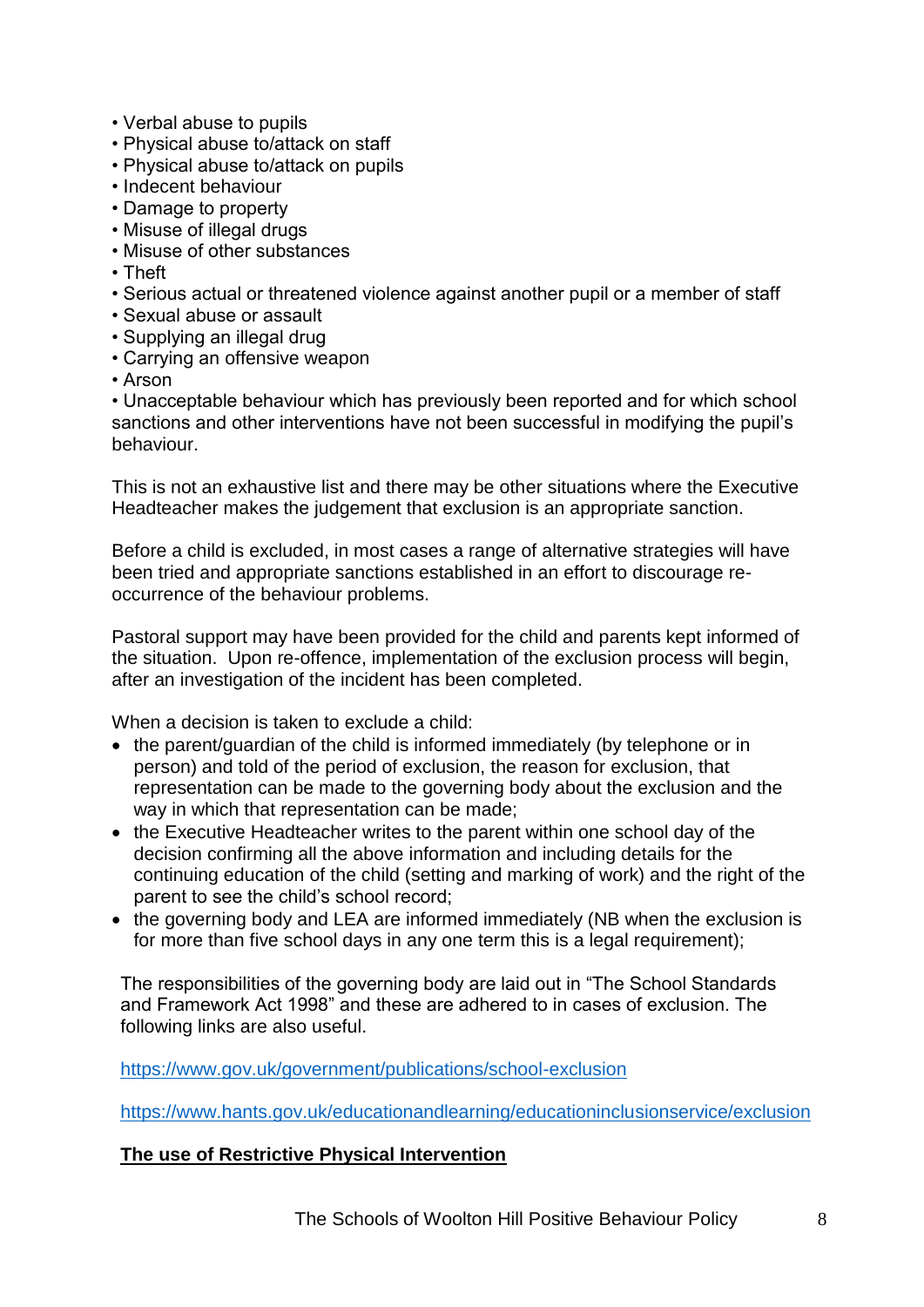- Verbal abuse to pupils
- Physical abuse to/attack on staff
- Physical abuse to/attack on pupils
- Indecent behaviour
- Damage to property
- Misuse of illegal drugs
- Misuse of other substances
- Theft
- Serious actual or threatened violence against another pupil or a member of staff
- Sexual abuse or assault
- Supplying an illegal drug
- Carrying an offensive weapon
- Arson
- Unacceptable behaviour which has previously been reported and for which school sanctions and other interventions have not been successful in modifying the pupil's behaviour.

This is not an exhaustive list and there may be other situations where the Executive Headteacher makes the judgement that exclusion is an appropriate sanction.

Before a child is excluded, in most cases a range of alternative strategies will have been tried and appropriate sanctions established in an effort to discourage re-occurrence of the behaviour problems.

Pastoral support may have been provided for the child and parents kept informed of the situation. Upon re-offence, implementation of the exclusion process will begin, after an investigation of the incident has been completed.

When a decision is taken to exclude a child:

- the parent/guardian of the child is informed immediately (by telephone or in person) and told of the period of exclusion, the reason for exclusion, that representation can be made to the governing body about the exclusion and the way in which that representation can be made;
- the Executive Headteacher writes to the parent within one school day of the decision confirming all the above information and including details for the continuing education of the child (setting and marking of work) and the right of the parent to see the child's school record;
- the governing body and LEA are informed immediately (NB when the exclusion is for more than five school days in any one term this is a legal requirement);

The responsibilities of the governing body are laid out in "The School Standards and Framework Act 1998" and these are adhered to in cases of exclusion. The following links are also useful.

https://www.gov.uk/government/publications/school-exclusion

https://www.hants.gov.uk/educationandlearning/educationinclusionservice/exclusion

**The use of Restrictive Physical Intervention**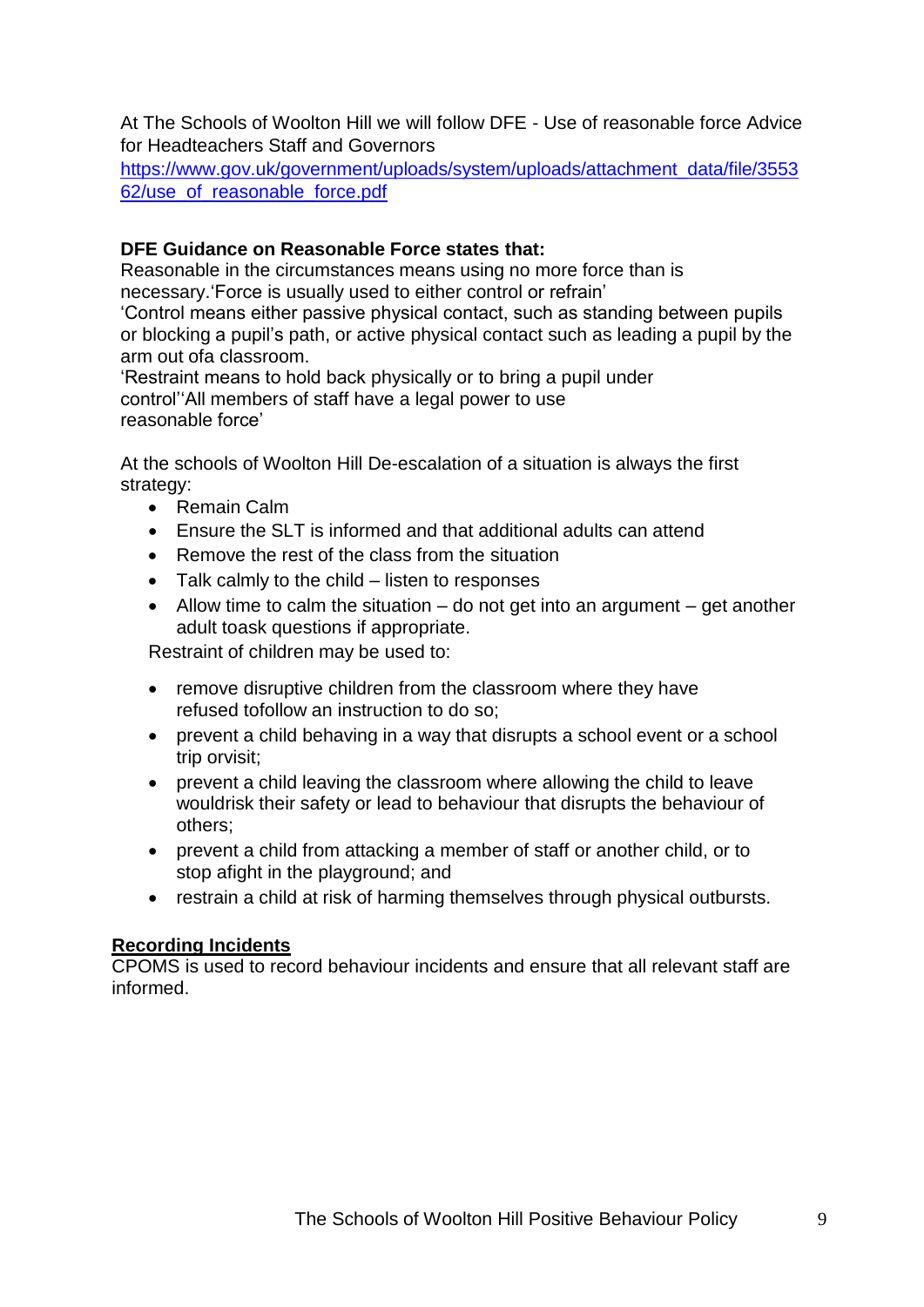At The Schools of Woolton Hill we will follow DFE - Use of reasonable force Advice for Headteachers Staff and Governors

https://www.gov.uk/government/uploads/system/uploads/attachment_data/file/355362/use_of_reasonable_force.pdf

**DFE Guidance on Reasonable Force states that:**

Reasonable in the circumstances means using no more force than is necessary.'Force is usually used to either control or refrain'

'Control means either passive physical contact, such as standing between pupils or blocking a pupil's path, or active physical contact such as leading a pupil by the arm out ofa classroom.

'Restraint means to hold back physically or to bring a pupil under control''All members of staff have a legal power to use reasonable force'

At the schools of Woolton Hill De-escalation of a situation is always the first strategy:

- Remain Calm
- Ensure the SLT is informed and that additional adults can attend
- Remove the rest of the class from the situation
- Talk calmly to the child – listen to responses
- Allow time to calm the situation – do not get into an argument – get another adult toask questions if appropriate.

Restraint of children may be used to:

- remove disruptive children from the classroom where they have refused tofollow an instruction to do so;
- prevent a child behaving in a way that disrupts a school event or a school trip orvisit;
- prevent a child leaving the classroom where allowing the child to leave wouldrisk their safety or lead to behaviour that disrupts the behaviour of others;
- prevent a child from attacking a member of staff or another child, or to stop afight in the playground; and
- restrain a child at risk of harming themselves through physical outbursts.

## Recording Incidents

CPOMS is used to record behaviour incidents and ensure that all relevant staff are informed.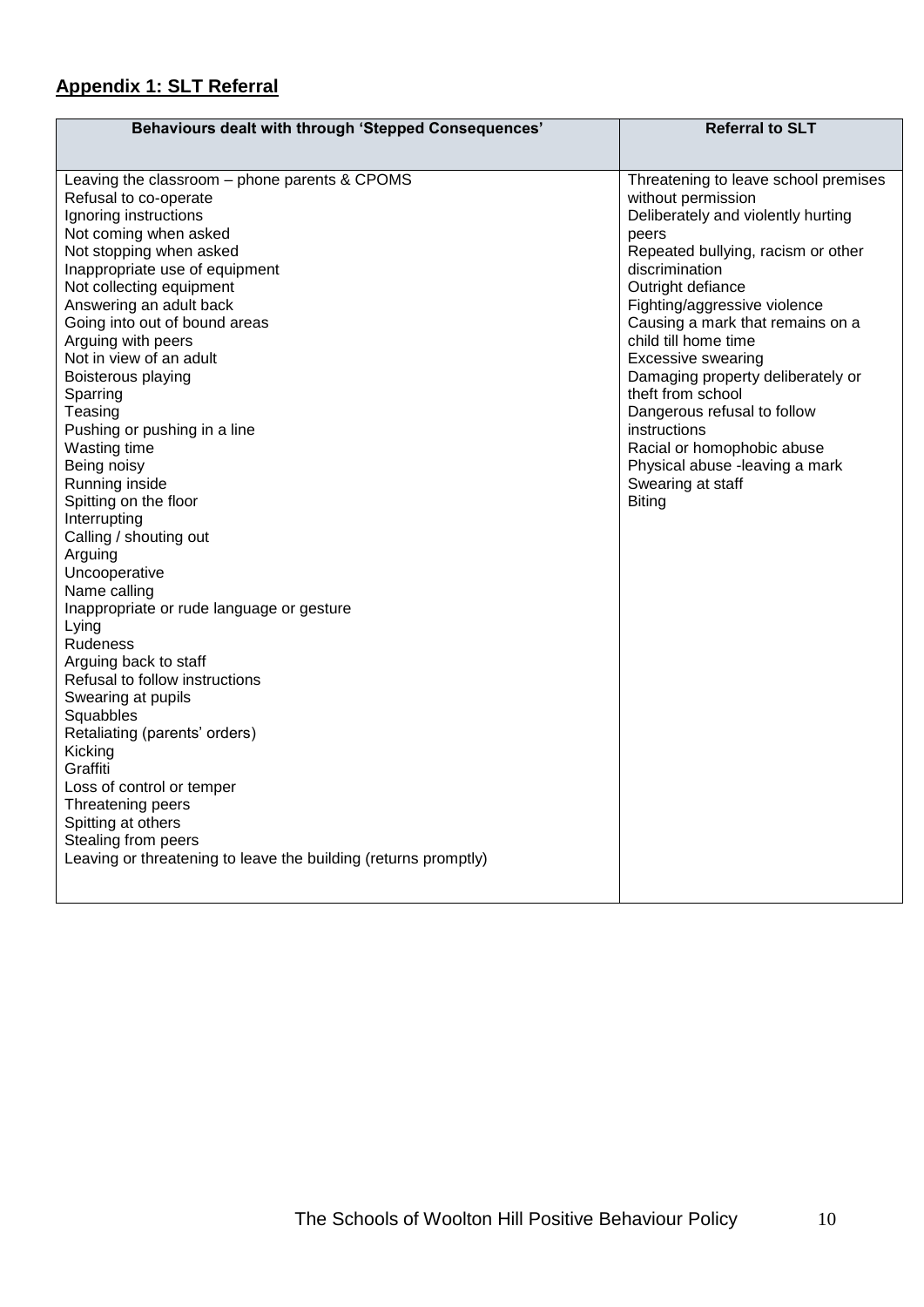## Appendix 1: SLT Referral

| Behaviours dealt with through 'Stepped Consequences' | Referral to SLT |
|---|---|
| Leaving the classroom – phone parents & CPOMS<br>Refusal to co-operate<br>Ignoring instructions<br>Not coming when asked<br>Not stopping when asked<br>Inappropriate use of equipment<br>Not collecting equipment<br>Answering an adult back<br>Going into out of bound areas<br>Arguing with peers<br>Not in view of an adult<br>Boisterous playing<br>Sparring<br>Teasing<br>Pushing or pushing in a line<br>Wasting time<br>Being noisy<br>Running inside<br>Spitting on the floor<br>Interrupting<br>Calling / shouting out<br>Arguing<br>Uncooperative<br>Name calling<br>Inappropriate or rude language or gesture<br>Lying<br>Rudeness<br>Arguing back to staff<br>Refusal to follow instructions<br>Swearing at pupils<br>Squabbles<br>Retaliating (parents' orders)<br>Kicking<br>Graffiti<br>Loss of control or temper<br>Threatening peers<br>Spitting at others<br>Stealing from peers<br>Leaving or threatening to leave the building (returns promptly) | Threatening to leave school premises without permission<br>Deliberately and violently hurting peers<br>Repeated bullying, racism or other discrimination<br>Outright defiance<br>Fighting/aggressive violence<br>Causing a mark that remains on a child till home time<br>Excessive swearing<br>Damaging property deliberately or theft from school<br>Dangerous refusal to follow instructions<br>Racial or homophobic abuse<br>Physical abuse -leaving a mark<br>Swearing at staff<br>Biting |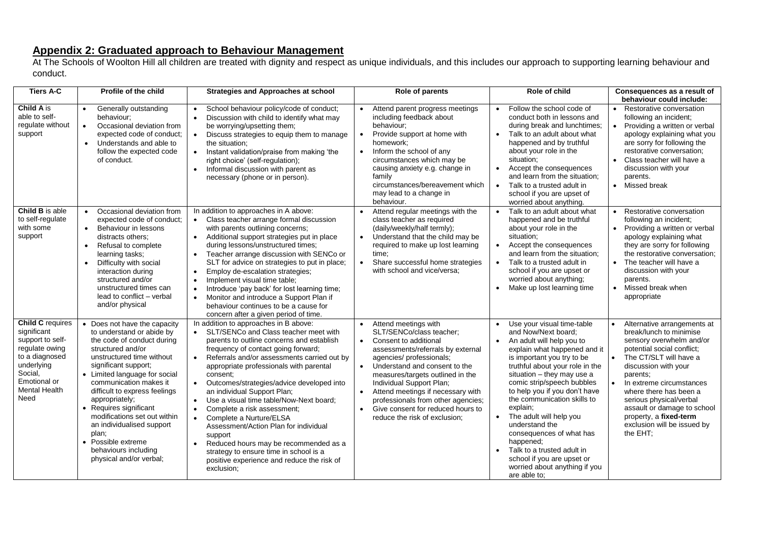## Appendix 2: Graduated approach to Behaviour Management

At The Schools of Woolton Hill all children are treated with dignity and respect as unique individuals, and this includes our approach to supporting learning behaviour and conduct.

| Tiers A-C | Profile of the child | Strategies and Approaches at school | Role of parents | Role of child | Consequences as a result of behaviour could include: |
|---|---|---|---|---|---|
| **Child A** is able to self-regulate without support | • Generally outstanding behaviour;<br>• Occasional deviation from expected code of conduct;<br>• Understands and able to follow the expected code of conduct. | • School behaviour policy/code of conduct;<br>• Discussion with child to identify what may be worrying/upsetting them;<br>• Discuss strategies to equip them to manage the situation;<br>• Instant validation/praise from making 'the right choice' (self-regulation);<br>• Informal discussion with parent as necessary (phone or in person). | • Attend parent progress meetings including feedback about behaviour;<br>• Provide support at home with homework;<br>• Inform the school of any circumstances which may be causing anxiety e.g. change in family circumstances/bereavement which may lead to a change in behaviour. | • Follow the school code of conduct both in lessons and during break and lunchtimes;<br>• Talk to an adult about what happened and by truthful about your role in the situation;<br>• Accept the consequences and learn from the situation;<br>• Talk to a trusted adult in school if you are upset of worried about anything. | • Restorative conversation following an incident;<br>• Providing a written or verbal apology explaining what you are sorry for following the restorative conversation;<br>• Class teacher will have a discussion with your parents.<br>• Missed break |
| **Child B** is able to self-regulate with some support | • Occasional deviation from expected code of conduct;<br>• Behaviour in lessons distracts others;<br>• Refusal to complete learning tasks;<br>• Difficulty with social interaction during structured and/or unstructured times can lead to conflict – verbal and/or physical | In addition to approaches in A above:<br>• Class teacher arrange formal discussion with parents outlining concerns;<br>• Additional support strategies put in place during lessons/unstructured times;<br>• Teacher arrange discussion with SENCo or SLT for advice on strategies to put in place;<br>• Employ de-escalation strategies;<br>• Implement visual time table;<br>• Introduce 'pay back' for lost learning time;<br>• Monitor and introduce a Support Plan if behaviour continues to be a cause for concern after a given period of time. | • Attend regular meetings with the class teacher as required (daily/weekly/half termly);<br>• Understand that the child may be required to make up lost learning time;<br>• Share successful home strategies with school and vice/versa; | • Talk to an adult about what happened and be truthful about your role in the situation;<br>• Accept the consequences and learn from the situation;<br>• Talk to a trusted adult in school if you are upset or worried about anything;<br>• Make up lost learning time | • Restorative conversation following an incident;<br>• Providing a written or verbal apology explaining what they are sorry for following the restorative conversation;<br>• The teacher will have a discussion with your parents.<br>• Missed break when appropriate |
| **Child C** requires significant support to self-regulate owing to a diagnosed underlying Social, Emotional or Mental Health Need | • Does not have the capacity to understand or abide by the code of conduct during structured and/or unstructured time without significant support;<br>• Limited language for social communication makes it difficult to express feelings appropriately;<br>• Requires significant modifications set out within an individualised support plan;<br>• Possible extreme behaviours including physical and/or verbal; | In addition to approaches in B above:<br>• SLT/SENCo and Class teacher meet with parents to outline concerns and establish frequency of contact going forward;<br>• Referrals and/or assessments carried out by appropriate professionals with parental consent;<br>• Outcomes/strategies/advice developed into an individual Support Plan;<br>• Use a visual time table/Now-Next board;<br>• Complete a risk assessment;<br>• Complete a Nurture/ELSA Assessment/Action Plan for individual support<br>• Reduced hours may be recommended as a strategy to ensure time in school is a positive experience and reduce the risk of exclusion; | • Attend meetings with SLT/SENCo/class teacher;<br>• Consent to additional assessments/referrals by external agencies/ professionals;<br>• Understand and consent to the measures/targets outlined in the Individual Support Plan;<br>• Attend meetings if necessary with professionals from other agencies;<br>• Give consent for reduced hours to reduce the risk of exclusion; | • Use your visual time-table and Now/Next board;<br>• An adult will help you to explain what happened and it is important you try to be truthful about your role in the situation – they may use a comic strip/speech bubbles to help you if you don't have the communication skills to explain;<br>• The adult will help you understand the consequences of what has happened;<br>• Talk to a trusted adult in school if you are upset or worried about anything if you are able to; | • Alternative arrangements at break/lunch to minimise sensory overwhelm and/or potential social conflict;<br>• The CT/SLT will have a discussion with your parents;<br>• In extreme circumstances where there has been a serious physical/verbal assault or damage to school property, a **fixed-term** exclusion will be issued by the EHT; |